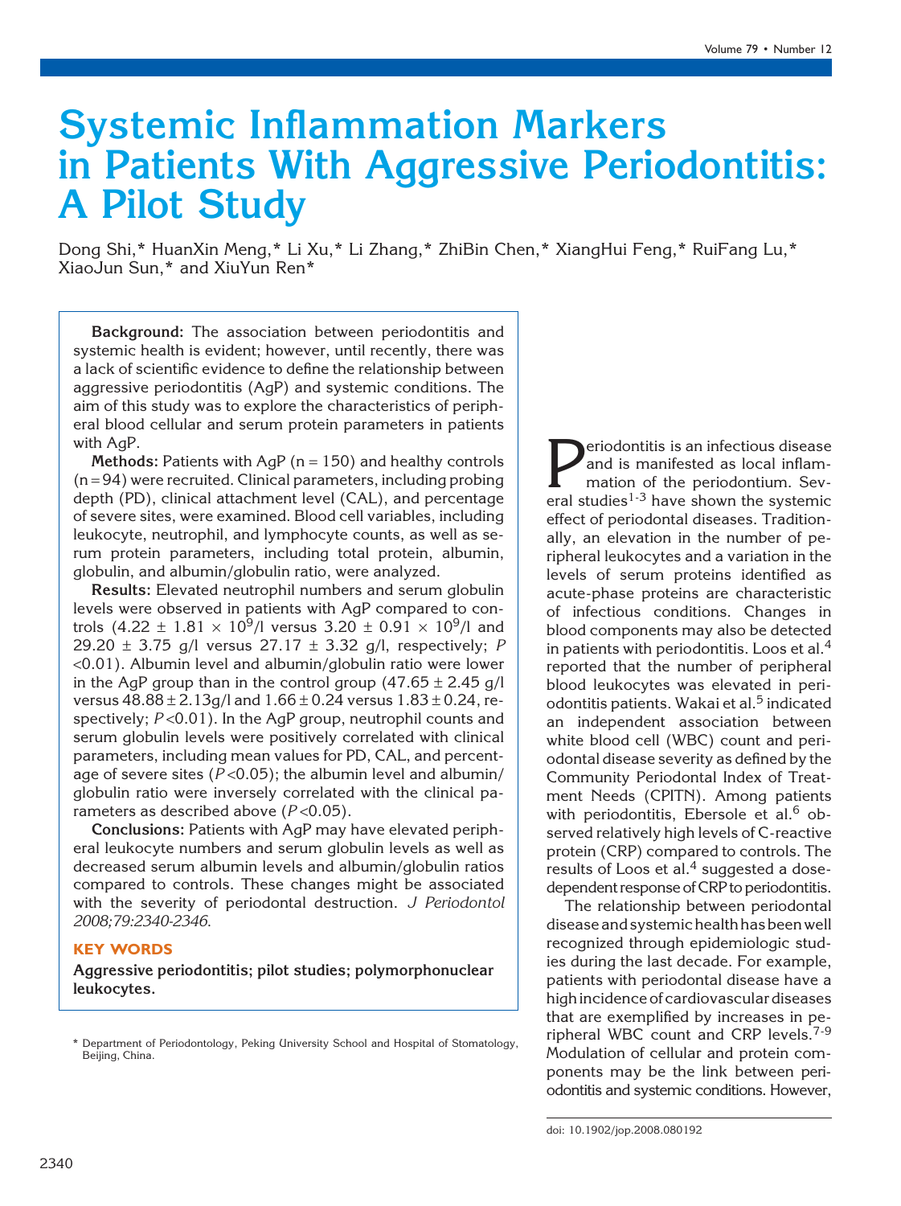# Systemic Inflammation Markers in Patients With Aggressive Periodontitis: A Pilot Study

Dong Shi,* HuanXin Meng,* Li Xu,* Li Zhang,* ZhiBin Chen,* XiangHui Feng,* RuiFang Lu,* XiaoJun Sun,* and XiuYun Ren*

**Background:** The association between periodontitis and systemic health is evident; however, until recently, there was a lack of scientific evidence to define the relationship between aggressive periodontitis (AgP) and systemic conditions. The aim of this study was to explore the characteristics of peripheral blood cellular and serum protein parameters in patients with AgP.

**Methods:** Patients with AgP (n = 150) and healthy controls (n = 94) were recruited. Clinical parameters, including probing depth (PD), clinical attachment level (CAL), and percentage of severe sites, were examined. Blood cell variables, including leukocyte, neutrophil, and lymphocyte counts, as well as serum protein parameters, including total protein, albumin, globulin, and albumin/globulin ratio, were analyzed.

**Results:** Elevated neutrophil numbers and serum globulin levels were observed in patients with AgP compared to controls ($4.22 \pm 1.81 \times 10^9$/l versus $3.20 \pm 0.91 \times 10^9$/l and $29.20 \pm 3.75$ g/l versus $27.17 \pm 3.32$ g/l, respectively; $P < 0.01$). Albumin level and albumin/globulin ratio were lower in the AgP group than in the control group ($47.65 \pm 2.45$ g/l versus $48.88 \pm 2.13$g/l and $1.66 \pm 0.24$ versus $1.83 \pm 0.24$, respectively; $P < 0.01$). In the AgP group, neutrophil counts and serum globulin levels were positively correlated with clinical parameters, including mean values for PD, CAL, and percentage of severe sites ($P < 0.05$); the albumin level and albumin/globulin ratio were inversely correlated with the clinical parameters as described above ($P < 0.05$).

**Conclusions:** Patients with AgP may have elevated peripheral leukocyte numbers and serum globulin levels as well as decreased serum albumin levels and albumin/globulin ratios compared to controls. These changes might be associated with the severity of periodontal destruction. *J Periodontol 2008;79:2340-2346.*

**KEY WORDS**

**Aggressive periodontitis; pilot studies; polymorphonuclear leukocytes.**

\* Department of Periodontology, Peking University School and Hospital of Stomatology, Beijing, China.

Periodontitis is an infectious disease and is manifested as local inflammation of the periodontium. Several studies[1-3] have shown the systemic effect of periodontal diseases. Traditionally, an elevation in the number of peripheral leukocytes and a variation in the levels of serum proteins identified as acute-phase proteins are characteristic of infectious conditions. Changes in blood components may also be detected in patients with periodontitis. Loos et al.[4] reported that the number of peripheral blood leukocytes was elevated in periodontitis patients. Wakai et al.[5] indicated an independent association between white blood cell (WBC) count and periodontal disease severity as defined by the Community Periodontal Index of Treatment Needs (CPITN). Among patients with periodontitis, Ebersole et al.[6] observed relatively high levels of C-reactive protein (CRP) compared to controls. The results of Loos et al.[4] suggested a dose-dependent response of CRP to periodontitis.

The relationship between periodontal disease and systemic health has been well recognized through epidemiologic studies during the last decade. For example, patients with periodontal disease have a high incidence of cardiovascular diseases that are exemplified by increases in peripheral WBC count and CRP levels.[7-9] Modulation of cellular and protein components may be the link between periodontitis and systemic conditions. However,

doi: 10.1902/jop.2008.080192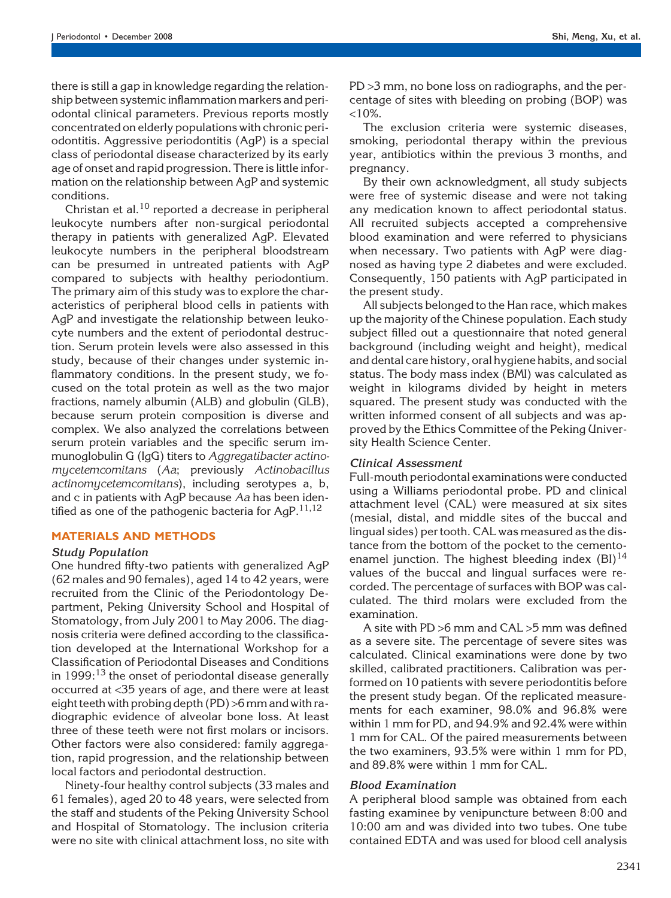there is still a gap in knowledge regarding the relationship between systemic inflammation markers and periodontal clinical parameters. Previous reports mostly concentrated on elderly populations with chronic periodontitis. Aggressive periodontitis (AgP) is a special class of periodontal disease characterized by its early age of onset and rapid progression. There is little information on the relationship between AgP and systemic conditions.

Christan et al.[10] reported a decrease in peripheral leukocyte numbers after non-surgical periodontal therapy in patients with generalized AgP. Elevated leukocyte numbers in the peripheral bloodstream can be presumed in untreated patients with AgP compared to subjects with healthy periodontium. The primary aim of this study was to explore the characteristics of peripheral blood cells in patients with AgP and investigate the relationship between leukocyte numbers and the extent of periodontal destruction. Serum protein levels were also assessed in this study, because of their changes under systemic inflammatory conditions. In the present study, we focused on the total protein as well as the two major fractions, namely albumin (ALB) and globulin (GLB), because serum protein composition is diverse and complex. We also analyzed the correlations between serum protein variables and the specific serum immunoglobulin G (IgG) titers to *Aggregatibacter actinomycetemcomitans* (*Aa*; previously *Actinobacillus actinomycetemcomitans*), including serotypes a, b, and c in patients with AgP because *Aa* has been identified as one of the pathogenic bacteria for AgP.[11,12]

## MATERIALS AND METHODS

### Study Population

One hundred fifty-two patients with generalized AgP (62 males and 90 females), aged 14 to 42 years, were recruited from the Clinic of the Periodontology Department, Peking University School and Hospital of Stomatology, from July 2001 to May 2006. The diagnosis criteria were defined according to the classification developed at the International Workshop for a Classification of Periodontal Diseases and Conditions in 1999:[13] the onset of periodontal disease generally occurred at <35 years of age, and there were at least eight teeth with probing depth (PD) >6 mm and with radiographic evidence of alveolar bone loss. At least three of these teeth were not first molars or incisors. Other factors were also considered: family aggregation, rapid progression, and the relationship between local factors and periodontal destruction.

Ninety-four healthy control subjects (33 males and 61 females), aged 20 to 48 years, were selected from the staff and students of the Peking University School and Hospital of Stomatology. The inclusion criteria were no site with clinical attachment loss, no site with PD >3 mm, no bone loss on radiographs, and the percentage of sites with bleeding on probing (BOP) was <10%.

The exclusion criteria were systemic diseases, smoking, periodontal therapy within the previous year, antibiotics within the previous 3 months, and pregnancy.

By their own acknowledgment, all study subjects were free of systemic disease and were not taking any medication known to affect periodontal status. All recruited subjects accepted a comprehensive blood examination and were referred to physicians when necessary. Two patients with AgP were diagnosed as having type 2 diabetes and were excluded. Consequently, 150 patients with AgP participated in the present study.

All subjects belonged to the Han race, which makes up the majority of the Chinese population. Each study subject filled out a questionnaire that noted general background (including weight and height), medical and dental care history, oral hygiene habits, and social status. The body mass index (BMI) was calculated as weight in kilograms divided by height in meters squared. The present study was conducted with the written informed consent of all subjects and was approved by the Ethics Committee of the Peking University Health Science Center.

### Clinical Assessment

Full-mouth periodontal examinations were conducted using a Williams periodontal probe. PD and clinical attachment level (CAL) were measured at six sites (mesial, distal, and middle sites of the buccal and lingual sides) per tooth. CAL was measured as the distance from the bottom of the pocket to the cementoenamel junction. The highest bleeding index (BI)[14] values of the buccal and lingual surfaces were recorded. The percentage of surfaces with BOP was calculated. The third molars were excluded from the examination.

A site with PD >6 mm and CAL >5 mm was defined as a severe site. The percentage of severe sites was calculated. Clinical examinations were done by two skilled, calibrated practitioners. Calibration was performed on 10 patients with severe periodontitis before the present study began. Of the replicated measurements for each examiner, 98.0% and 96.8% were within 1 mm for PD, and 94.9% and 92.4% were within 1 mm for CAL. Of the paired measurements between the two examiners, 93.5% were within 1 mm for PD, and 89.8% were within 1 mm for CAL.

### Blood Examination

A peripheral blood sample was obtained from each fasting examinee by venipuncture between 8:00 and 10:00 am and was divided into two tubes. One tube contained EDTA and was used for blood cell analysis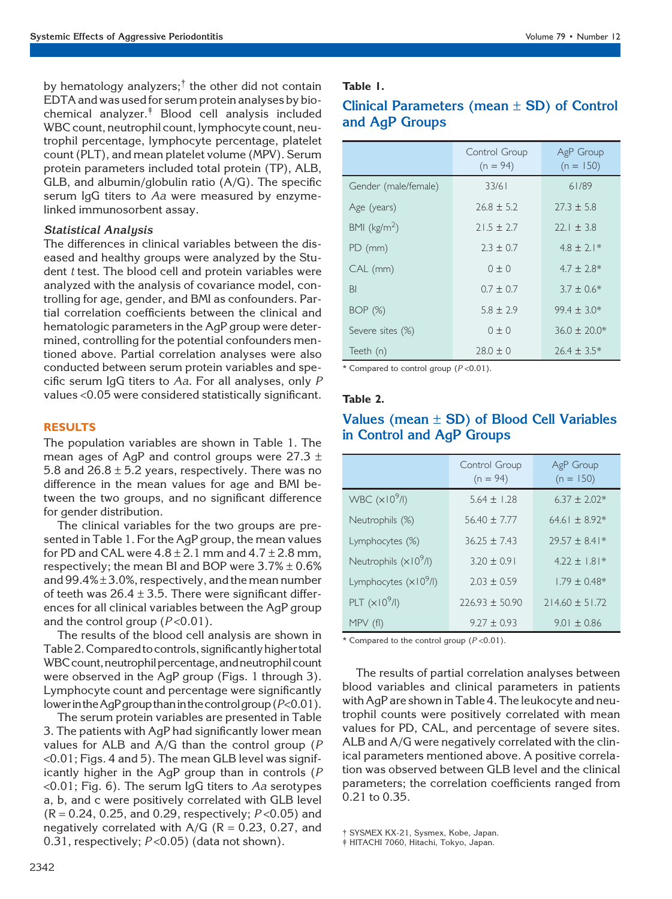by hematology analyzers;[†] the other did not contain EDTA and was used for serum protein analyses by biochemical analyzer.[‡] Blood cell analysis included WBC count, neutrophil count, lymphocyte count, neutrophil percentage, lymphocyte percentage, platelet count (PLT), and mean platelet volume (MPV). Serum protein parameters included total protein (TP), ALB, GLB, and albumin/globulin ratio (A/G). The specific serum IgG titers to *Aa* were measured by enzyme-linked immunosorbent assay.

### *Statistical Analysis*

The differences in clinical variables between the diseased and healthy groups were analyzed by the Student *t* test. The blood cell and protein variables were analyzed with the analysis of covariance model, controlling for age, gender, and BMI as confounders. Partial correlation coefficients between the clinical and hematologic parameters in the AgP group were determined, controlling for the potential confounders mentioned above. Partial correlation analyses were also conducted between serum protein variables and specific serum IgG titers to *Aa*. For all analyses, only *P* values <0.05 were considered statistically significant.

## RESULTS

The population variables are shown in Table 1. The mean ages of AgP and control groups were 27.3 ± 5.8 and 26.8 ± 5.2 years, respectively. There was no difference in the mean values for age and BMI between the two groups, and no significant difference for gender distribution.

The clinical variables for the two groups are presented in Table 1. For the AgP group, the mean values for PD and CAL were 4.8 ± 2.1 mm and 4.7 ± 2.8 mm, respectively; the mean BI and BOP were 3.7% ± 0.6% and 99.4% ± 3.0%, respectively, and the mean number of teeth was 26.4 ± 3.5. There were significant differences for all clinical variables between the AgP group and the control group ($P<0.01$).

The results of the blood cell analysis are shown in Table 2. Compared to controls, significantly higher total WBC count, neutrophil percentage, and neutrophil count were observed in the AgP group (Figs. 1 through 3). Lymphocyte count and percentage were significantly lower in the AgP group than in the control group ($P<0.01$).

The serum protein variables are presented in Table 3. The patients with AgP had significantly lower mean values for ALB and A/G than the control group ($P<0.01$; Figs. 4 and 5). The mean GLB level was significantly higher in the AgP group than in controls ($P<0.01$; Fig. 6). The serum IgG titers to *Aa* serotypes a, b, and c were positively correlated with GLB level (R = 0.24, 0.25, and 0.29, respectively; $P<0.05$) and negatively correlated with A/G (R = 0.23, 0.27, and 0.31, respectively; $P<0.05$) (data not shown).

**Table 1.**

**Clinical Parameters (mean ± SD) of Control and AgP Groups**

| | Control Group (n = 94) | AgP Group (n = 150) |
|---|---|---|
| Gender (male/female) | 33/61 | 61/89 |
| Age (years) | 26.8 ± 5.2 | 27.3 ± 5.8 |
| BMI (kg/m$^2$) | 21.5 ± 2.7 | 22.1 ± 3.8 |
| PD (mm) | 2.3 ± 0.7 | 4.8 ± 2.1* |
| CAL (mm) | 0 ± 0 | 4.7 ± 2.8* |
| BI | 0.7 ± 0.7 | 3.7 ± 0.6* |
| BOP (%) | 5.8 ± 2.9 | 99.4 ± 3.0* |
| Severe sites (%) | 0 ± 0 | 36.0 ± 20.0* |
| Teeth (n) | 28.0 ± 0 | 26.4 ± 3.5* |

\* Compared to control group ($P<0.01$).

**Table 2.**

**Values (mean ± SD) of Blood Cell Variables in Control and AgP Groups**

| | Control Group (n = 94) | AgP Group (n = 150) |
|---|---|---|
| WBC ($\times10^9$/l) | 5.64 ± 1.28 | 6.37 ± 2.02* |
| Neutrophils (%) | 56.40 ± 7.77 | 64.61 ± 8.92* |
| Lymphocytes (%) | 36.25 ± 7.43 | 29.57 ± 8.41* |
| Neutrophils ($\times10^9$/l) | 3.20 ± 0.91 | 4.22 ± 1.81* |
| Lymphocytes ($\times10^9$/l) | 2.03 ± 0.59 | 1.79 ± 0.48* |
| PLT ($\times10^9$/l) | 226.93 ± 50.90 | 214.60 ± 51.72 |
| MPV (fl) | 9.27 ± 0.93 | 9.01 ± 0.86 |

\* Compared to the control group ($P<0.01$).

The results of partial correlation analyses between blood variables and clinical parameters in patients with AgP are shown in Table 4. The leukocyte and neutrophil counts were positively correlated with mean values for PD, CAL, and percentage of severe sites. ALB and A/G were negatively correlated with the clinical parameters mentioned above. A positive correlation was observed between GLB level and the clinical parameters; the correlation coefficients ranged from 0.21 to 0.35.

† SYSMEX KX-21, Sysmex, Kobe, Japan.

‡ HITACHI 7060, Hitachi, Tokyo, Japan.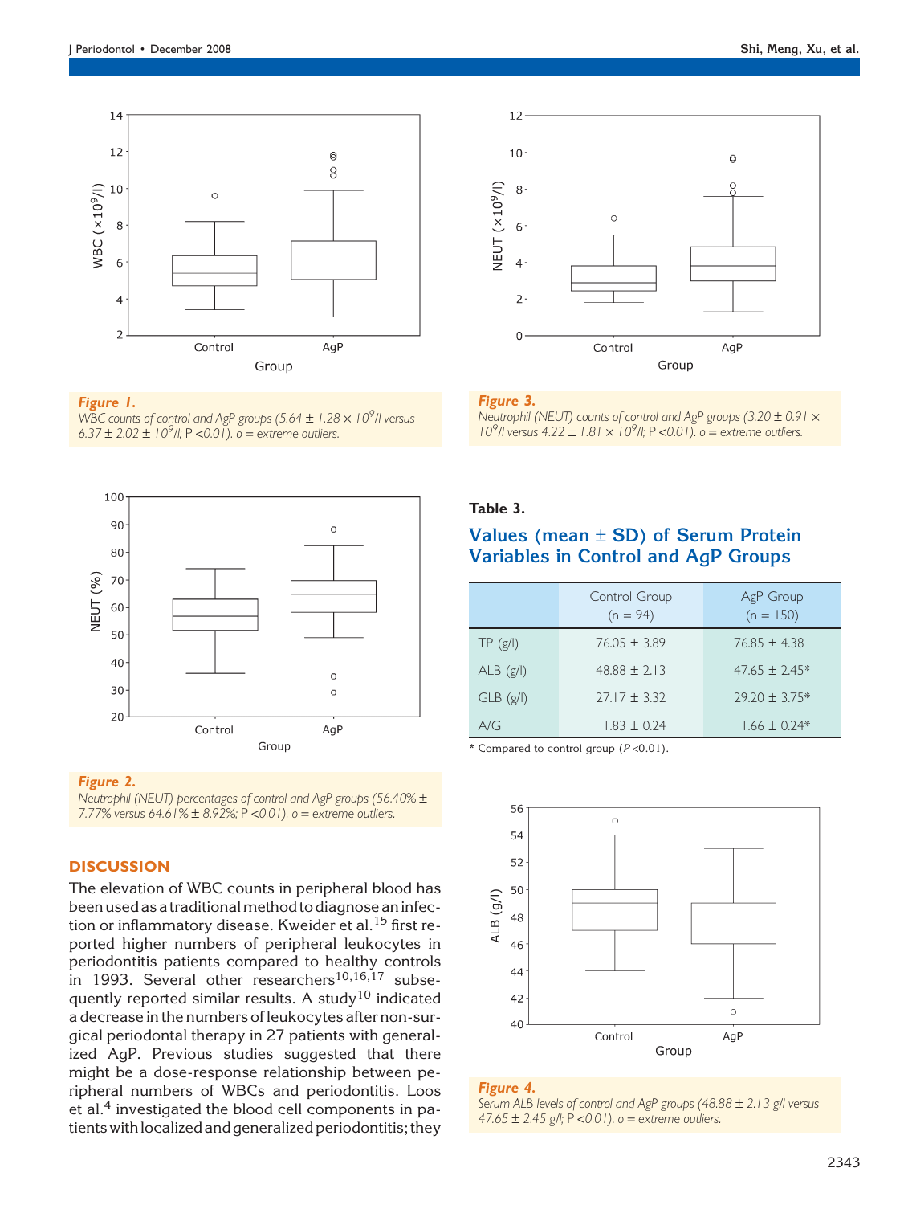**Figure 1.** *WBC counts of control and AgP groups (5.64 ± 1.28 × $10^9$/l versus 6.37 ± 2.02 × $10^9$/l; P <0.01). o = extreme outliers.*

**Figure 3.** *Neutrophil (NEUT) counts of control and AgP groups (3.20 ± 0.91 × $10^9$/l versus 4.22 ± 1.81 × $10^9$/l; P <0.01). o = extreme outliers.*

**Figure 2.** *Neutrophil (NEUT) percentages of control and AgP groups (56.40% ± 7.77% versus 64.61% ± 8.92%; P <0.01). o = extreme outliers.*

**Table 3.**

### Values (mean ± SD) of Serum Protein Variables in Control and AgP Groups

| | Control Group (n = 94) | AgP Group (n = 150) |
|---|---|---|
| TP (g/l) | 76.05 ± 3.89 | 76.85 ± 4.38 |
| ALB (g/l) | 48.88 ± 2.13 | 47.65 ± 2.45* |
| GLB (g/l) | 27.17 ± 3.32 | 29.20 ± 3.75* |
| A/G | 1.83 ± 0.24 | 1.66 ± 0.24* |

\* Compared to control group ($P$ <0.01).

**Figure 4.** *Serum ALB levels of control and AgP groups (48.88 ± 2.13 g/l versus 47.65 ± 2.45 g/l; P <0.01). o = extreme outliers.*

## DISCUSSION

The elevation of WBC counts in peripheral blood has been used as a traditional method to diagnose an infection or inflammatory disease. Kweider et al.[15] first reported higher numbers of peripheral leukocytes in periodontitis patients compared to healthy controls in 1993. Several other researchers[10,16,17] subsequently reported similar results. A study[10] indicated a decrease in the numbers of leukocytes after non-surgical periodontal therapy in 27 patients with generalized AgP. Previous studies suggested that there might be a dose-response relationship between peripheral numbers of WBCs and periodontitis. Loos et al.[4] investigated the blood cell components in patients with localized and generalized periodontitis; they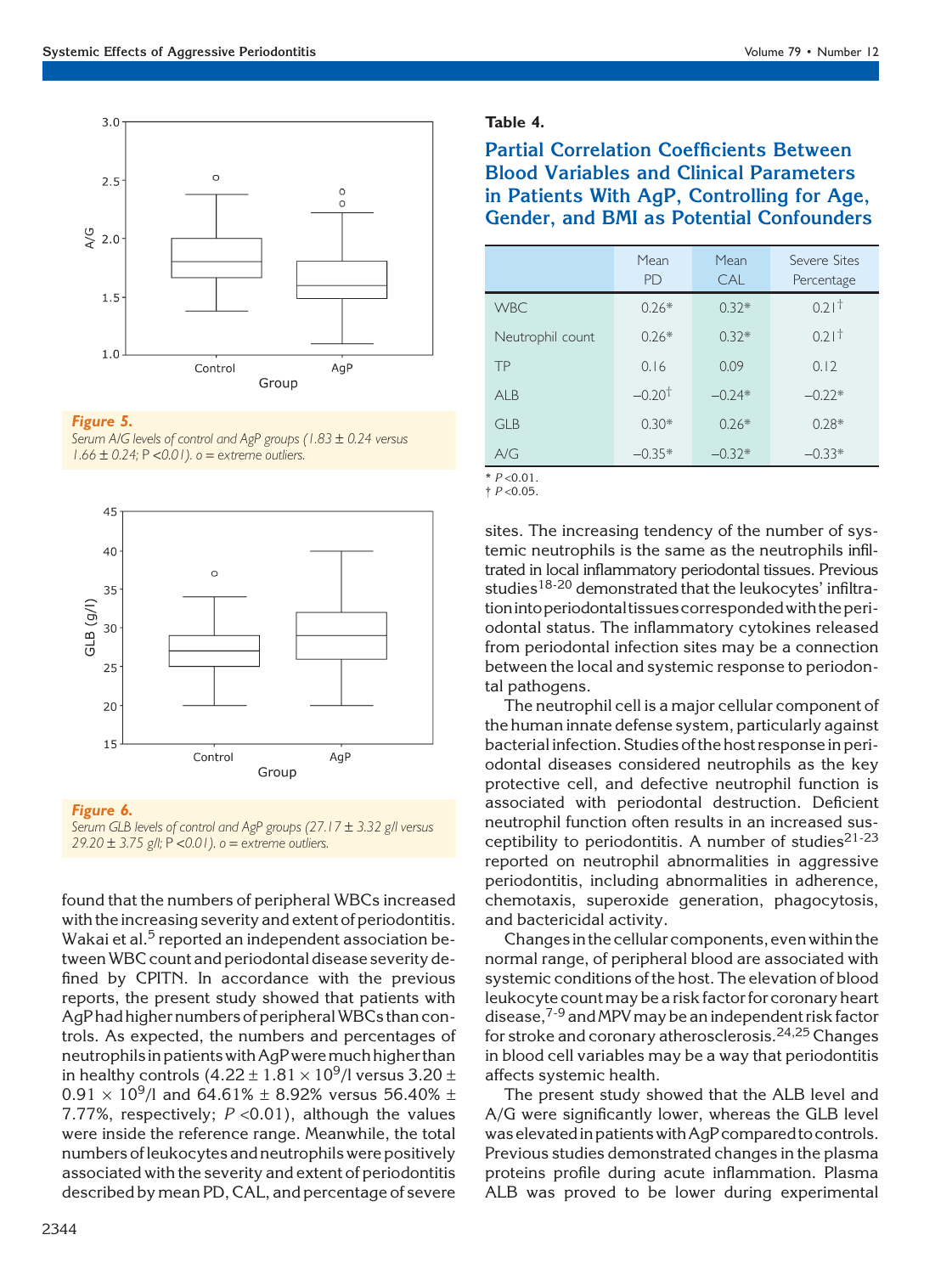**Figure 5.**
*Serum A/G levels of control and AgP groups (1.83 ± 0.24 versus 1.66 ± 0.24; P <0.01). o = extreme outliers.*

**Figure 6.**
*Serum GLB levels of control and AgP groups (27.17 ± 3.32 g/l versus 29.20 ± 3.75 g/l; P <0.01). o = extreme outliers.*

found that the numbers of peripheral WBCs increased with the increasing severity and extent of periodontitis. Wakai et al.[5] reported an independent association between WBC count and periodontal disease severity defined by CPITN. In accordance with the previous reports, the present study showed that patients with AgP had higher numbers of peripheral WBCs than controls. As expected, the numbers and percentages of neutrophils in patients with AgP were much higher than in healthy controls ($4.22 \pm 1.81 \times 10^9$/l versus $3.20 \pm 0.91 \times 10^9$/l and 64.61% ± 8.92% versus 56.40% ± 7.77%, respectively; $P < 0.01$), although the values were inside the reference range. Meanwhile, the total numbers of leukocytes and neutrophils were positively associated with the severity and extent of periodontitis described by mean PD, CAL, and percentage of severe sites. The increasing tendency of the number of systemic neutrophils is the same as the neutrophils infiltrated in local inflammatory periodontal tissues. Previous studies[18-20] demonstrated that the leukocytes' infiltration into periodontal tissues corresponded with the periodontal status. The inflammatory cytokines released from periodontal infection sites may be a connection between the local and systemic response to periodontal pathogens.

**Table 4.**

**Partial Correlation Coefficients Between Blood Variables and Clinical Parameters in Patients With AgP, Controlling for Age, Gender, and BMI as Potential Confounders**

| | Mean PD | Mean CAL | Severe Sites Percentage |
|---|---|---|---|
| WBC | 0.26* | 0.32* | 0.21† |
| Neutrophil count | 0.26* | 0.32* | 0.21† |
| TP | 0.16 | 0.09 | 0.12 |
| ALB | −0.20† | −0.24* | −0.22* |
| GLB | 0.30* | 0.26* | 0.28* |
| A/G | −0.35* | −0.32* | −0.33* |

\* $P < 0.01$.
† $P < 0.05$.

The neutrophil cell is a major cellular component of the human innate defense system, particularly against bacterial infection. Studies of the host response in periodontal diseases considered neutrophils as the key protective cell, and defective neutrophil function is associated with periodontal destruction. Deficient neutrophil function often results in an increased susceptibility to periodontitis. A number of studies[21-23] reported on neutrophil abnormalities in aggressive periodontitis, including abnormalities in adherence, chemotaxis, superoxide generation, phagocytosis, and bactericidal activity.

Changes in the cellular components, even within the normal range, of peripheral blood are associated with systemic conditions of the host. The elevation of blood leukocyte count may be a risk factor for coronary heart disease,[7-9] and MPV may be an independent risk factor for stroke and coronary atherosclerosis.[24,25] Changes in blood cell variables may be a way that periodontitis affects systemic health.

The present study showed that the ALB level and A/G were significantly lower, whereas the GLB level was elevated in patients with AgP compared to controls. Previous studies demonstrated changes in the plasma proteins profile during acute inflammation. Plasma ALB was proved to be lower during experimental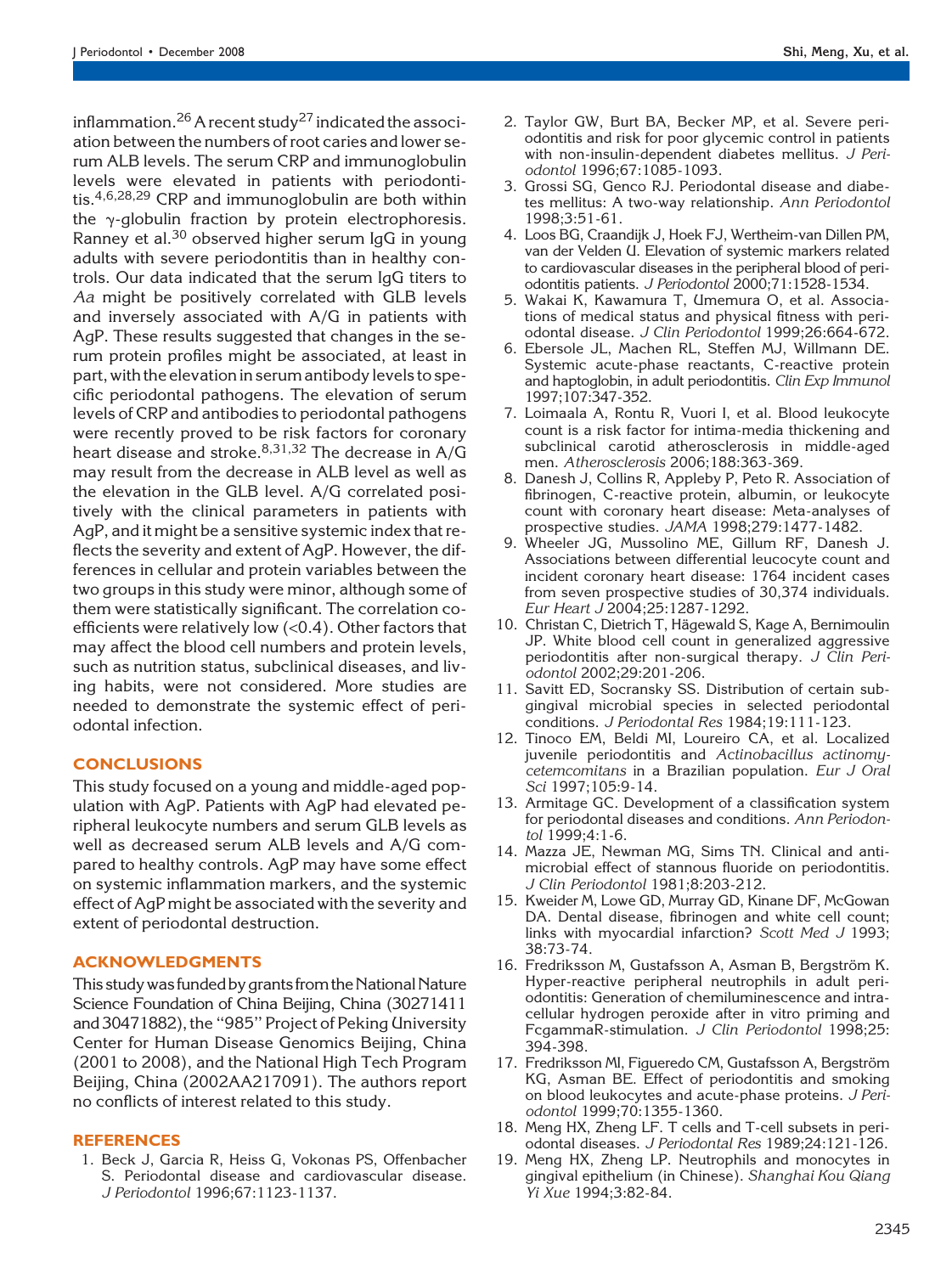inflammation.[26] A recent study[27] indicated the association between the numbers of root caries and lower serum ALB levels. The serum CRP and immunoglobulin levels were elevated in patients with periodontitis.[4,6,28,29] CRP and immunoglobulin are both within the $\gamma$-globulin fraction by protein electrophoresis. Ranney et al.[30] observed higher serum IgG in young adults with severe periodontitis than in healthy controls. Our data indicated that the serum IgG titers to *Aa* might be positively correlated with GLB levels and inversely associated with A/G in patients with AgP. These results suggested that changes in the serum protein profiles might be associated, at least in part, with the elevation in serum antibody levels to specific periodontal pathogens. The elevation of serum levels of CRP and antibodies to periodontal pathogens were recently proved to be risk factors for coronary heart disease and stroke.[8,31,32] The decrease in A/G may result from the decrease in ALB level as well as the elevation in the GLB level. A/G correlated positively with the clinical parameters in patients with AgP, and it might be a sensitive systemic index that reflects the severity and extent of AgP. However, the differences in cellular and protein variables between the two groups in this study were minor, although some of them were statistically significant. The correlation coefficients were relatively low (<0.4). Other factors that may affect the blood cell numbers and protein levels, such as nutrition status, subclinical diseases, and living habits, were not considered. More studies are needed to demonstrate the systemic effect of periodontal infection.

## CONCLUSIONS

This study focused on a young and middle-aged population with AgP. Patients with AgP had elevated peripheral leukocyte numbers and serum GLB levels as well as decreased serum ALB levels and A/G compared to healthy controls. AgP may have some effect on systemic inflammation markers, and the systemic effect of AgP might be associated with the severity and extent of periodontal destruction.

## ACKNOWLEDGMENTS

This study was funded by grants from the National Nature Science Foundation of China Beijing, China (30271411 and 30471882), the "985" Project of Peking University Center for Human Disease Genomics Beijing, China (2001 to 2008), and the National High Tech Program Beijing, China (2002AA217091). The authors report no conflicts of interest related to this study.

## REFERENCES

1. Beck J, Garcia R, Heiss G, Vokonas PS, Offenbacher S. Periodontal disease and cardiovascular disease. *J Periodontol* 1996;67:1123-1137.
2. Taylor GW, Burt BA, Becker MP, et al. Severe periodontitis and risk for poor glycemic control in patients with non-insulin-dependent diabetes mellitus. *J Periodontol* 1996;67:1085-1093.
3. Grossi SG, Genco RJ. Periodontal disease and diabetes mellitus: A two-way relationship. *Ann Periodontol* 1998;3:51-61.
4. Loos BG, Craandijk J, Hoek FJ, Wertheim-van Dillen PM, van der Velden U. Elevation of systemic markers related to cardiovascular diseases in the peripheral blood of periodontitis patients. *J Periodontol* 2000;71:1528-1534.
5. Wakai K, Kawamura T, Umemura O, et al. Associations of medical status and physical fitness with periodontal disease. *J Clin Periodontol* 1999;26:664-672.
6. Ebersole JL, Machen RL, Steffen MJ, Willmann DE. Systemic acute-phase reactants, C-reactive protein and haptoglobin, in adult periodontitis. *Clin Exp Immunol* 1997;107:347-352.
7. Loimaala A, Rontu R, Vuori I, et al. Blood leukocyte count is a risk factor for intima-media thickening and subclinical carotid atherosclerosis in middle-aged men. *Atherosclerosis* 2006;188:363-369.
8. Danesh J, Collins R, Appleby P, Peto R. Association of fibrinogen, C-reactive protein, albumin, or leukocyte count with coronary heart disease: Meta-analyses of prospective studies. *JAMA* 1998;279:1477-1482.
9. Wheeler JG, Mussolino ME, Gillum RF, Danesh J. Associations between differential leucocyte count and incident coronary heart disease: 1764 incident cases from seven prospective studies of 30,374 individuals. *Eur Heart J* 2004;25:1287-1292.
10. Christan C, Dietrich T, Hägewald S, Kage A, Bernimoulin JP. White blood cell count in generalized aggressive periodontitis after non-surgical therapy. *J Clin Periodontol* 2002;29:201-206.
11. Savitt ED, Socransky SS. Distribution of certain subgingival microbial species in selected periodontal conditions. *J Periodontal Res* 1984;19:111-123.
12. Tinoco EM, Beldi MI, Loureiro CA, et al. Localized juvenile periodontitis and *Actinobacillus actinomycetemcomitans* in a Brazilian population. *Eur J Oral Sci* 1997;105:9-14.
13. Armitage GC. Development of a classification system for periodontal diseases and conditions. *Ann Periodontol* 1999;4:1-6.
14. Mazza JE, Newman MG, Sims TN. Clinical and antimicrobial effect of stannous fluoride on periodontitis. *J Clin Periodontol* 1981;8:203-212.
15. Kweider M, Lowe GD, Murray GD, Kinane DF, McGowan DA. Dental disease, fibrinogen and white cell count; links with myocardial infarction? *Scott Med J* 1993; 38:73-74.
16. Fredriksson M, Gustafsson A, Asman B, Bergström K. Hyper-reactive peripheral neutrophils in adult periodontitis: Generation of chemiluminescence and intracellular hydrogen peroxide after in vitro priming and FcgammaR-stimulation. *J Clin Periodontol* 1998;25: 394-398.
17. Fredriksson MI, Figueredo CM, Gustafsson A, Bergström KG, Asman BE. Effect of periodontitis and smoking on blood leukocytes and acute-phase proteins. *J Periodontol* 1999;70:1355-1360.
18. Meng HX, Zheng LF. T cells and T-cell subsets in periodontal diseases. *J Periodontal Res* 1989;24:121-126.
19. Meng HX, Zheng LP. Neutrophils and monocytes in gingival epithelium (in Chinese). *Shanghai Kou Qiang Yi Xue* 1994;3:82-84.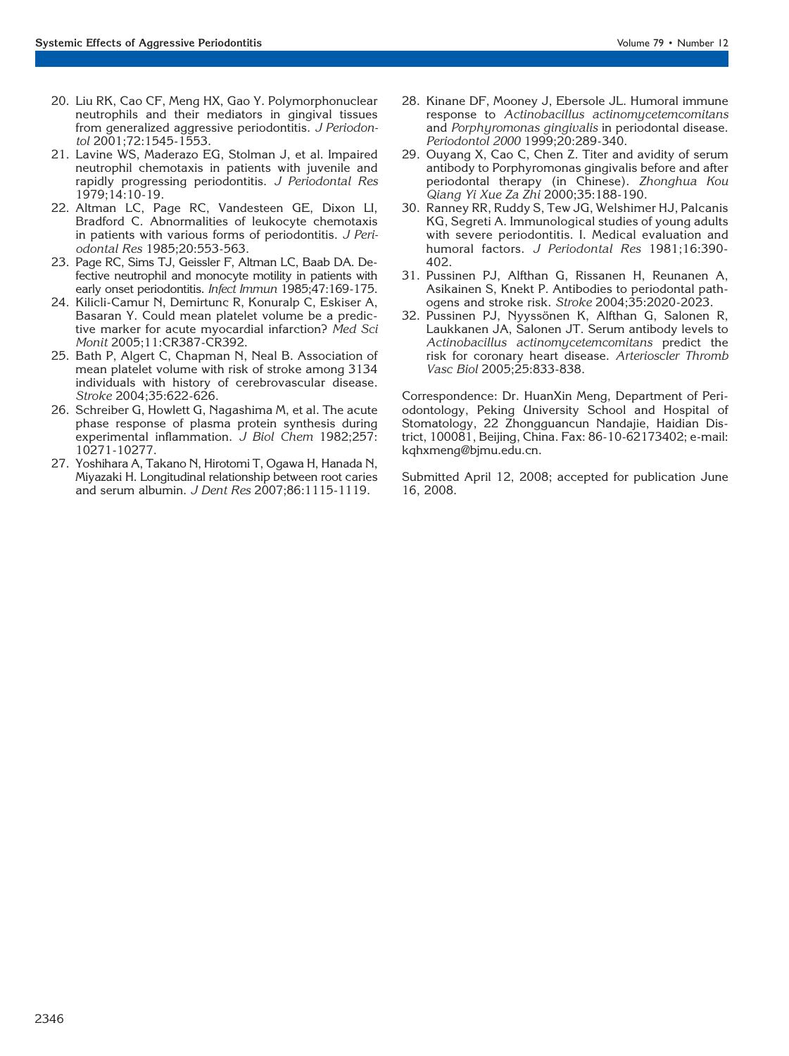20. Liu RK, Cao CF, Meng HX, Gao Y. Polymorphonuclear neutrophils and their mediators in gingival tissues from generalized aggressive periodontitis. *J Periodontol* 2001;72:1545-1553.
21. Lavine WS, Maderazo EG, Stolman J, et al. Impaired neutrophil chemotaxis in patients with juvenile and rapidly progressing periodontitis. *J Periodontal Res* 1979;14:10-19.
22. Altman LC, Page RC, Vandesteen GE, Dixon LI, Bradford C. Abnormalities of leukocyte chemotaxis in patients with various forms of periodontitis. *J Periodontal Res* 1985;20:553-563.
23. Page RC, Sims TJ, Geissler F, Altman LC, Baab DA. Defective neutrophil and monocyte motility in patients with early onset periodontitis. *Infect Immun* 1985;47:169-175.
24. Kilicli-Camur N, Demirtunc R, Konuralp C, Eskiser A, Basaran Y. Could mean platelet volume be a predictive marker for acute myocardial infarction? *Med Sci Monit* 2005;11:CR387-CR392.
25. Bath P, Algert C, Chapman N, Neal B. Association of mean platelet volume with risk of stroke among 3134 individuals with history of cerebrovascular disease. *Stroke* 2004;35:622-626.
26. Schreiber G, Howlett G, Nagashima M, et al. The acute phase response of plasma protein synthesis during experimental inflammation. *J Biol Chem* 1982;257:10271-10277.
27. Yoshihara A, Takano N, Hirotomi T, Ogawa H, Hanada N, Miyazaki H. Longitudinal relationship between root caries and serum albumin. *J Dent Res* 2007;86:1115-1119.
28. Kinane DF, Mooney J, Ebersole JL. Humoral immune response to *Actinobacillus actinomycetemcomitans* and *Porphyromonas gingivalis* in periodontal disease. *Periodontol 2000* 1999;20:289-340.
29. Ouyang X, Cao C, Chen Z. Titer and avidity of serum antibody to Porphyromonas gingivalis before and after periodontal therapy (in Chinese). *Zhonghua Kou Qiang Yi Xue Za Zhi* 2000;35:188-190.
30. Ranney RR, Ruddy S, Tew JG, Welshimer HJ, Palcanis KG, Segreti A. Immunological studies of young adults with severe periodontitis. I. Medical evaluation and humoral factors. *J Periodontal Res* 1981;16:390-402.
31. Pussinen PJ, Alfthan G, Rissanen H, Reunanen A, Asikainen S, Knekt P. Antibodies to periodontal pathogens and stroke risk. *Stroke* 2004;35:2020-2023.
32. Pussinen PJ, Nyyssönen K, Alfthan G, Salonen R, Laukkanen JA, Salonen JT. Serum antibody levels to *Actinobacillus actinomycetemcomitans* predict the risk for coronary heart disease. *Arterioscler Thromb Vasc Biol* 2005;25:833-838.

Correspondence: Dr. HuanXin Meng, Department of Periodontology, Peking University School and Hospital of Stomatology, 22 Zhongguancun Nandajie, Haidian District, 100081, Beijing, China. Fax: 86-10-62173402; e-mail: kqhxmeng@bjmu.edu.cn.

Submitted April 12, 2008; accepted for publication June 16, 2008.